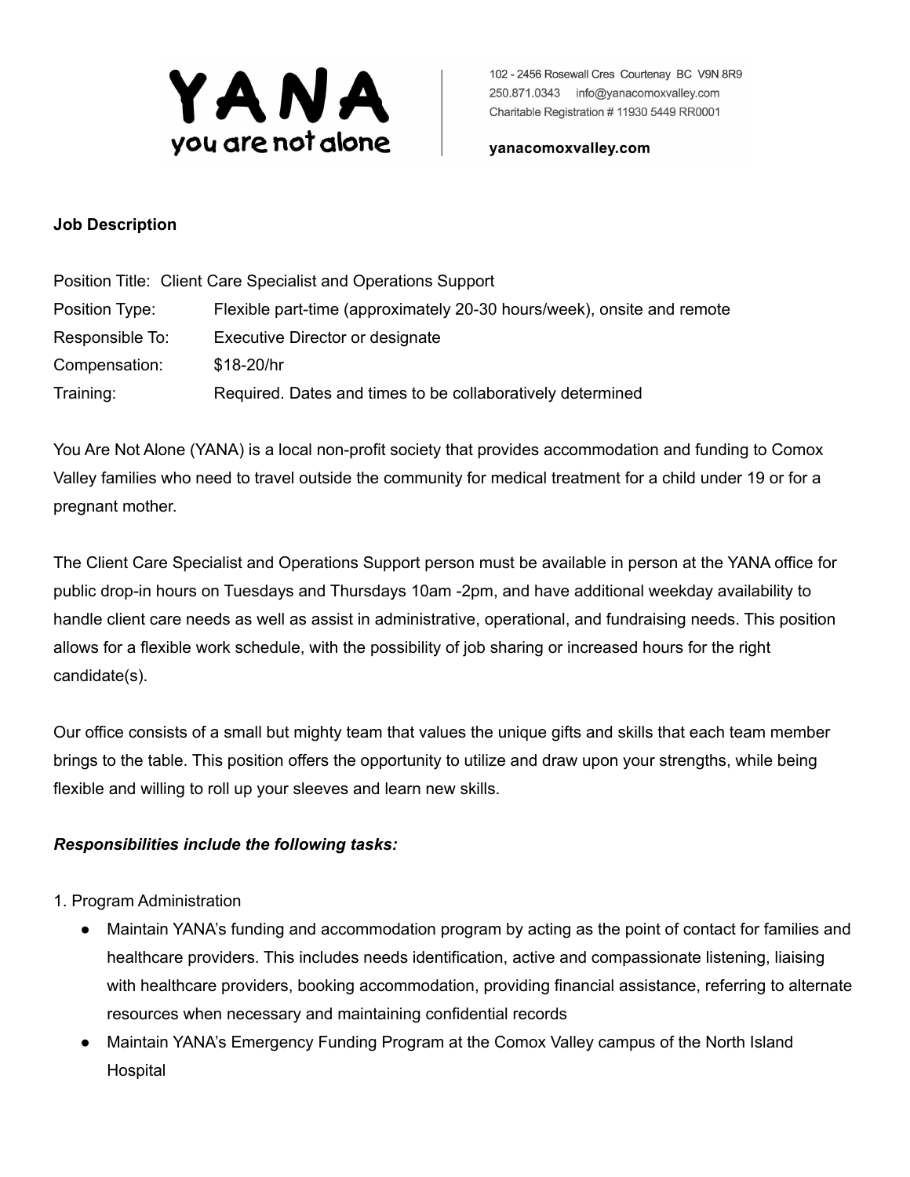# YANA
you are not alone

102 - 2456 Rosewall Cres Courtenay BC V9N 8R9
250.871.0343 info@yanacomoxvalley.com
Charitable Registration # 11930 5449 RR0001

**yanacomoxvalley.com**

**Job Description**

Position Title: Client Care Specialist and Operations Support
Position Type: Flexible part-time (approximately 20-30 hours/week), onsite and remote
Responsible To: Executive Director or designate
Compensation: $18-20/hr
Training: Required. Dates and times to be collaboratively determined

You Are Not Alone (YANA) is a local non-profit society that provides accommodation and funding to Comox Valley families who need to travel outside the community for medical treatment for a child under 19 or for a pregnant mother.

The Client Care Specialist and Operations Support person must be available in person at the YANA office for public drop-in hours on Tuesdays and Thursdays 10am -2pm, and have additional weekday availability to handle client care needs as well as assist in administrative, operational, and fundraising needs. This position allows for a flexible work schedule, with the possibility of job sharing or increased hours for the right candidate(s).

Our office consists of a small but mighty team that values the unique gifts and skills that each team member brings to the table. This position offers the opportunity to utilize and draw upon your strengths, while being flexible and willing to roll up your sleeves and learn new skills.

***Responsibilities include the following tasks:***

1. Program Administration
   - Maintain YANA's funding and accommodation program by acting as the point of contact for families and healthcare providers. This includes needs identification, active and compassionate listening, liaising with healthcare providers, booking accommodation, providing financial assistance, referring to alternate resources when necessary and maintaining confidential records
   - Maintain YANA's Emergency Funding Program at the Comox Valley campus of the North Island Hospital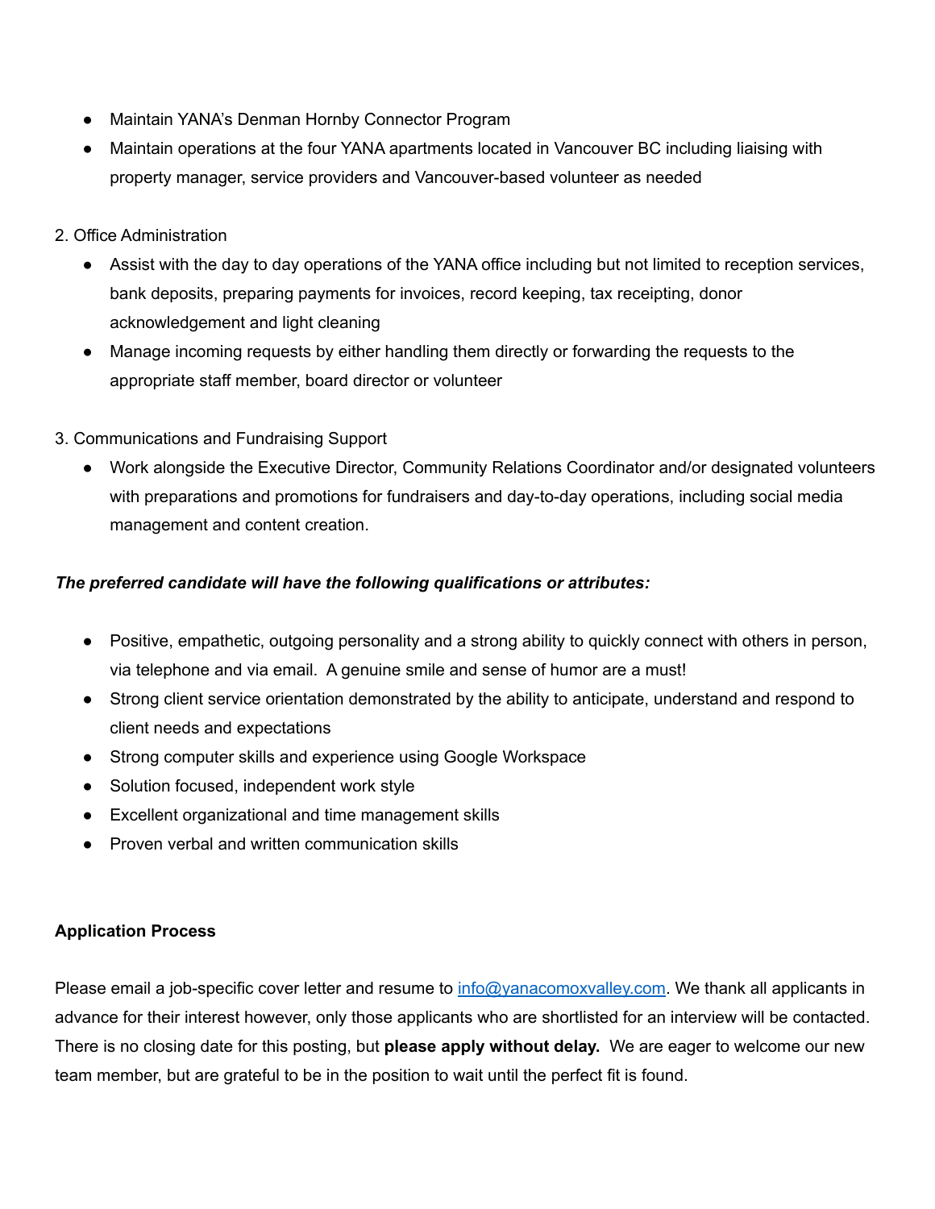- Maintain YANA's Denman Hornby Connector Program
- Maintain operations at the four YANA apartments located in Vancouver BC including liaising with property manager, service providers and Vancouver-based volunteer as needed

2. Office Administration
   - Assist with the day to day operations of the YANA office including but not limited to reception services, bank deposits, preparing payments for invoices, record keeping, tax receipting, donor acknowledgement and light cleaning
   - Manage incoming requests by either handling them directly or forwarding the requests to the appropriate staff member, board director or volunteer

3. Communications and Fundraising Support
   - Work alongside the Executive Director, Community Relations Coordinator and/or designated volunteers with preparations and promotions for fundraisers and day-to-day operations, including social media management and content creation.

***The preferred candidate will have the following qualifications or attributes:***

- Positive, empathetic, outgoing personality and a strong ability to quickly connect with others in person, via telephone and via email. A genuine smile and sense of humor are a must!
- Strong client service orientation demonstrated by the ability to anticipate, understand and respond to client needs and expectations
- Strong computer skills and experience using Google Workspace
- Solution focused, independent work style
- Excellent organizational and time management skills
- Proven verbal and written communication skills

**Application Process**

Please email a job-specific cover letter and resume to [info@yanacomoxvalley.com](mailto:info@yanacomoxvalley.com). We thank all applicants in advance for their interest however, only those applicants who are shortlisted for an interview will be contacted. There is no closing date for this posting, but **please apply without delay.** We are eager to welcome our new team member, but are grateful to be in the position to wait until the perfect fit is found.